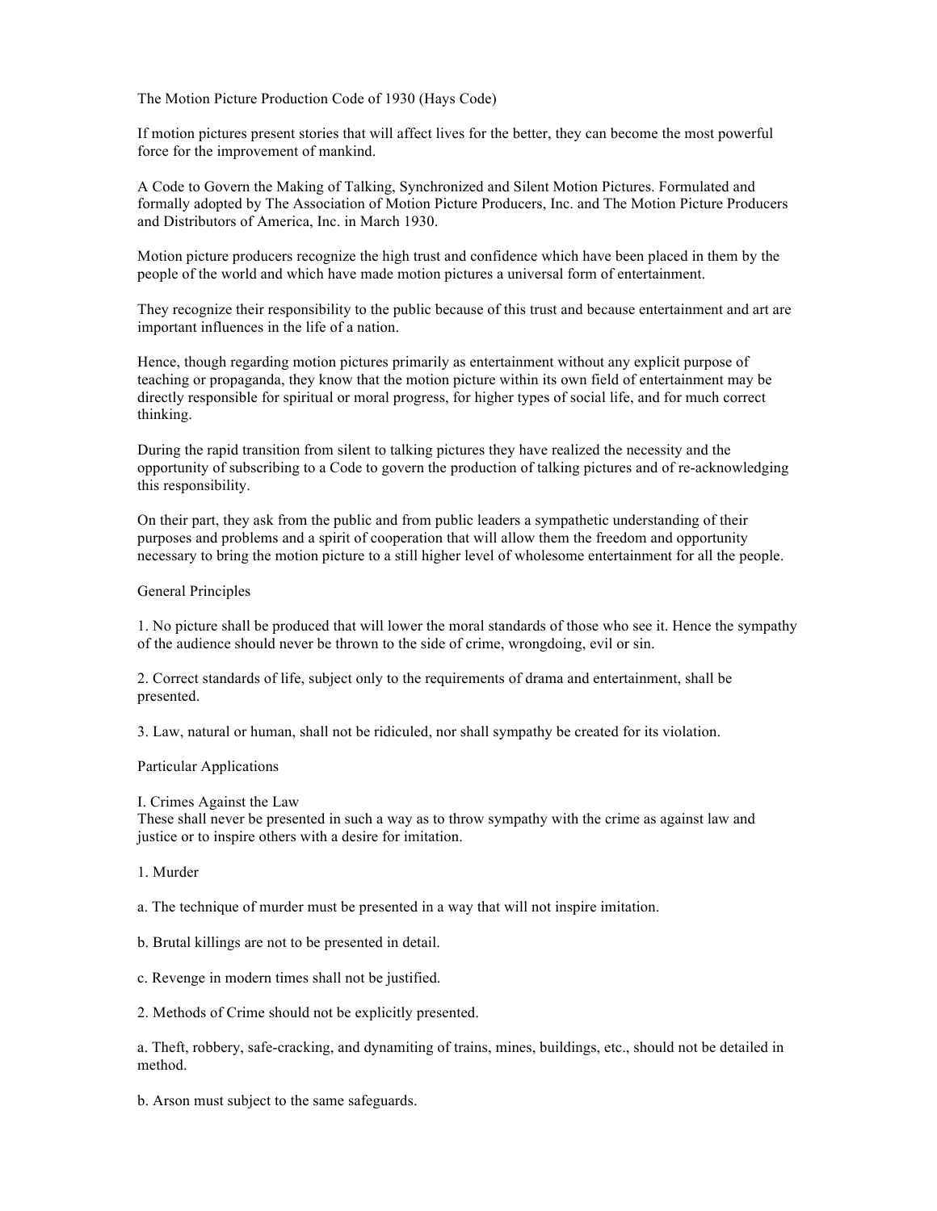# The Motion Picture Production Code of 1930 (Hays Code)

If motion pictures present stories that will affect lives for the better, they can become the most powerful force for the improvement of mankind.

A Code to Govern the Making of Talking, Synchronized and Silent Motion Pictures. Formulated and formally adopted by The Association of Motion Picture Producers, Inc. and The Motion Picture Producers and Distributors of America, Inc. in March 1930.

Motion picture producers recognize the high trust and confidence which have been placed in them by the people of the world and which have made motion pictures a universal form of entertainment.

They recognize their responsibility to the public because of this trust and because entertainment and art are important influences in the life of a nation.

Hence, though regarding motion pictures primarily as entertainment without any explicit purpose of teaching or propaganda, they know that the motion picture within its own field of entertainment may be directly responsible for spiritual or moral progress, for higher types of social life, and for much correct thinking.

During the rapid transition from silent to talking pictures they have realized the necessity and the opportunity of subscribing to a Code to govern the production of talking pictures and of re-acknowledging this responsibility.

On their part, they ask from the public and from public leaders a sympathetic understanding of their purposes and problems and a spirit of cooperation that will allow them the freedom and opportunity necessary to bring the motion picture to a still higher level of wholesome entertainment for all the people.

## General Principles

1. No picture shall be produced that will lower the moral standards of those who see it. Hence the sympathy of the audience should never be thrown to the side of crime, wrongdoing, evil or sin.

2. Correct standards of life, subject only to the requirements of drama and entertainment, shall be presented.

3. Law, natural or human, shall not be ridiculed, nor shall sympathy be created for its violation.

## Particular Applications

### I. Crimes Against the Law

These shall never be presented in such a way as to throw sympathy with the crime as against law and justice or to inspire others with a desire for imitation.

1. Murder

a. The technique of murder must be presented in a way that will not inspire imitation.

b. Brutal killings are not to be presented in detail.

c. Revenge in modern times shall not be justified.

2. Methods of Crime should not be explicitly presented.

a. Theft, robbery, safe-cracking, and dynamiting of trains, mines, buildings, etc., should not be detailed in method.

b. Arson must subject to the same safeguards.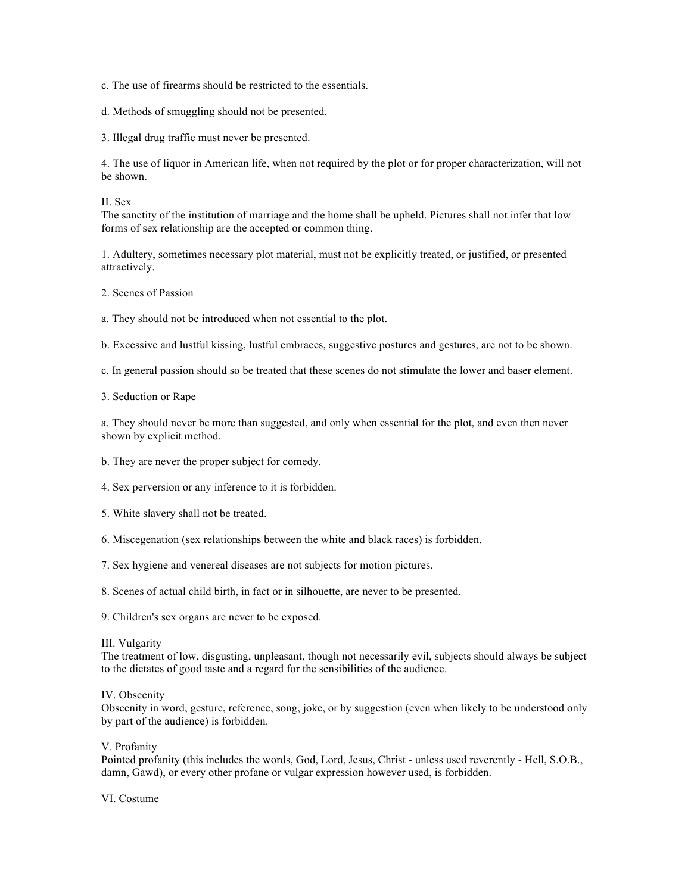c. The use of firearms should be restricted to the essentials.

d. Methods of smuggling should not be presented.

3. Illegal drug traffic must never be presented.

4. The use of liquor in American life, when not required by the plot or for proper characterization, will not be shown.

II. Sex
The sanctity of the institution of marriage and the home shall be upheld. Pictures shall not infer that low forms of sex relationship are the accepted or common thing.

1. Adultery, sometimes necessary plot material, must not be explicitly treated, or justified, or presented attractively.

2. Scenes of Passion

a. They should not be introduced when not essential to the plot.

b. Excessive and lustful kissing, lustful embraces, suggestive postures and gestures, are not to be shown.

c. In general passion should so be treated that these scenes do not stimulate the lower and baser element.

3. Seduction or Rape

a. They should never be more than suggested, and only when essential for the plot, and even then never shown by explicit method.

b. They are never the proper subject for comedy.

4. Sex perversion or any inference to it is forbidden.

5. White slavery shall not be treated.

6. Miscegenation (sex relationships between the white and black races) is forbidden.

7. Sex hygiene and venereal diseases are not subjects for motion pictures.

8. Scenes of actual child birth, in fact or in silhouette, are never to be presented.

9. Children's sex organs are never to be exposed.

III. Vulgarity
The treatment of low, disgusting, unpleasant, though not necessarily evil, subjects should always be subject to the dictates of good taste and a regard for the sensibilities of the audience.

IV. Obscenity
Obscenity in word, gesture, reference, song, joke, or by suggestion (even when likely to be understood only by part of the audience) is forbidden.

V. Profanity
Pointed profanity (this includes the words, God, Lord, Jesus, Christ - unless used reverently - Hell, S.O.B., damn, Gawd), or every other profane or vulgar expression however used, is forbidden.

VI. Costume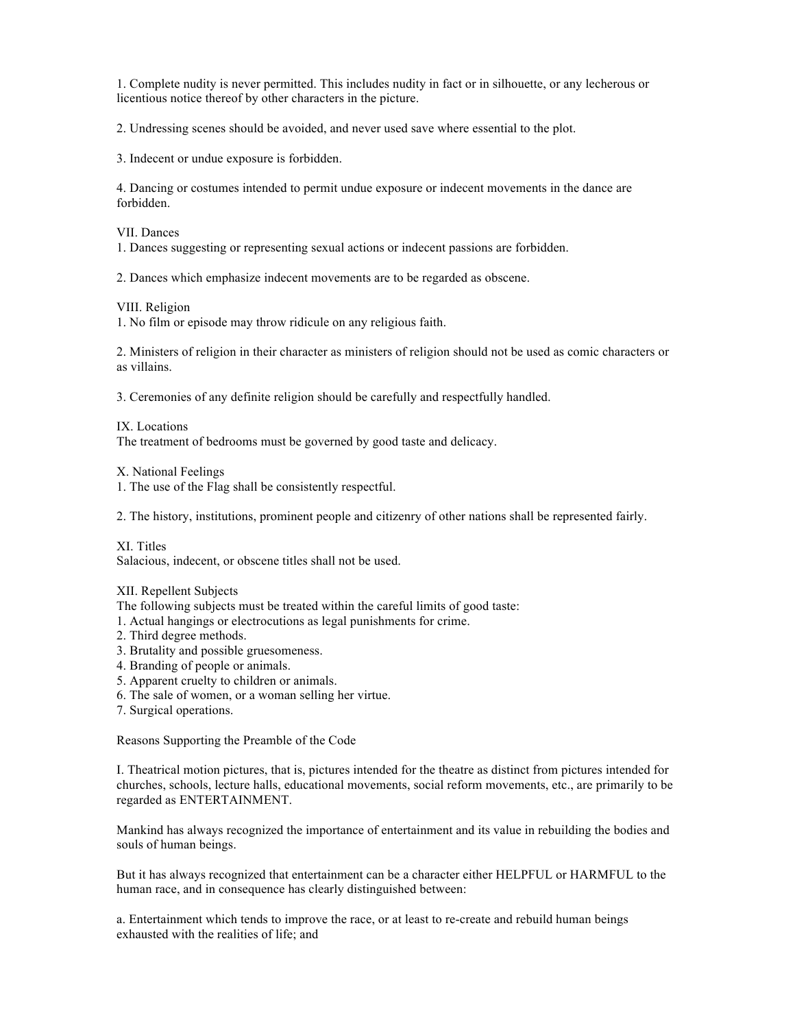1. Complete nudity is never permitted. This includes nudity in fact or in silhouette, or any lecherous or licentious notice thereof by other characters in the picture.

2. Undressing scenes should be avoided, and never used save where essential to the plot.

3. Indecent or undue exposure is forbidden.

4. Dancing or costumes intended to permit undue exposure or indecent movements in the dance are forbidden.

VII. Dances
1. Dances suggesting or representing sexual actions or indecent passions are forbidden.

2. Dances which emphasize indecent movements are to be regarded as obscene.

VIII. Religion
1. No film or episode may throw ridicule on any religious faith.

2. Ministers of religion in their character as ministers of religion should not be used as comic characters or as villains.

3. Ceremonies of any definite religion should be carefully and respectfully handled.

IX. Locations
The treatment of bedrooms must be governed by good taste and delicacy.

X. National Feelings
1. The use of the Flag shall be consistently respectful.

2. The history, institutions, prominent people and citizenry of other nations shall be represented fairly.

XI. Titles
Salacious, indecent, or obscene titles shall not be used.

XII. Repellent Subjects
The following subjects must be treated within the careful limits of good taste:
1. Actual hangings or electrocutions as legal punishments for crime.
2. Third degree methods.
3. Brutality and possible gruesomeness.
4. Branding of people or animals.
5. Apparent cruelty to children or animals.
6. The sale of women, or a woman selling her virtue.
7. Surgical operations.

Reasons Supporting the Preamble of the Code

I. Theatrical motion pictures, that is, pictures intended for the theatre as distinct from pictures intended for churches, schools, lecture halls, educational movements, social reform movements, etc., are primarily to be regarded as ENTERTAINMENT.

Mankind has always recognized the importance of entertainment and its value in rebuilding the bodies and souls of human beings.

But it has always recognized that entertainment can be a character either HELPFUL or HARMFUL to the human race, and in consequence has clearly distinguished between:

a. Entertainment which tends to improve the race, or at least to re-create and rebuild human beings exhausted with the realities of life; and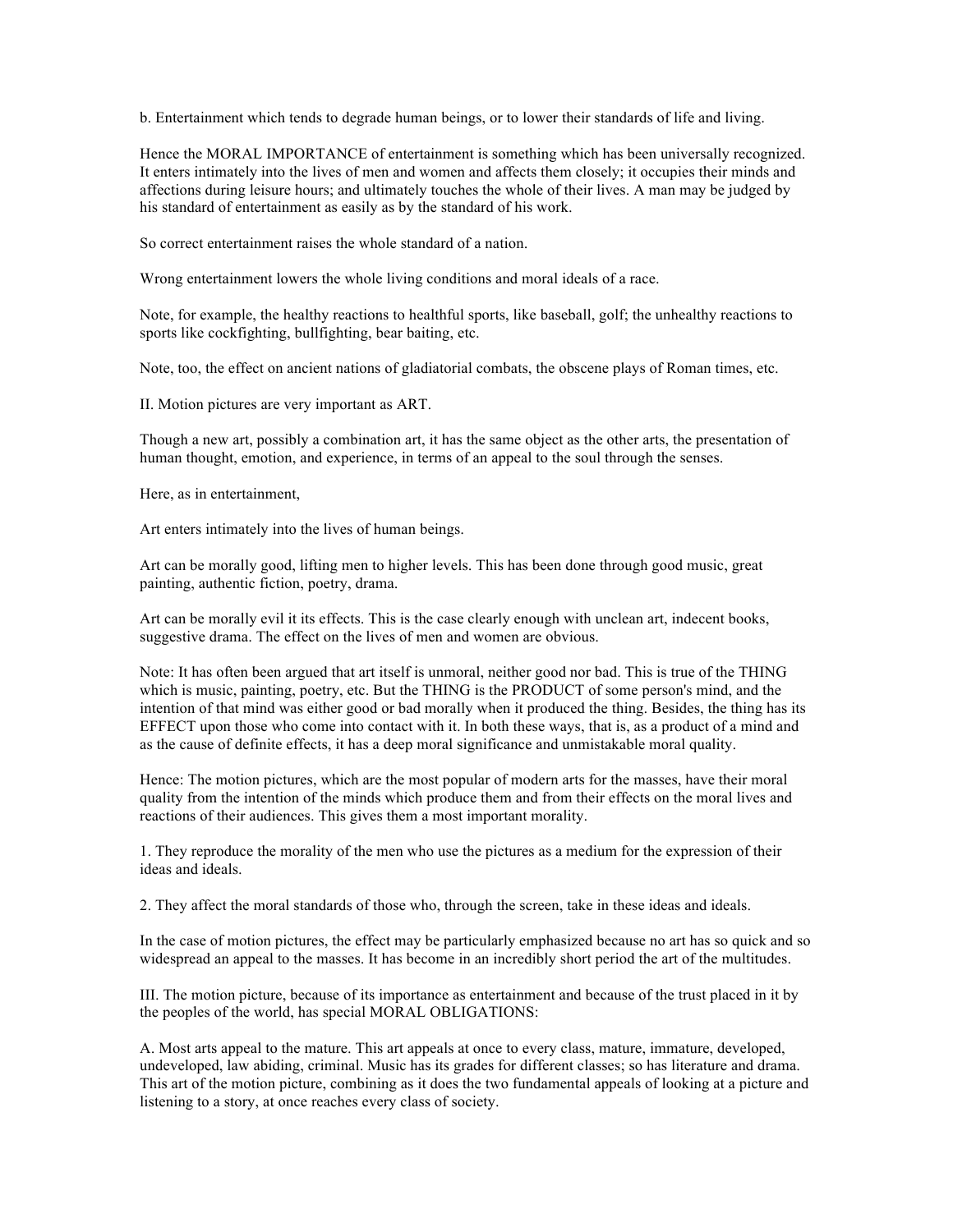b. Entertainment which tends to degrade human beings, or to lower their standards of life and living.

Hence the MORAL IMPORTANCE of entertainment is something which has been universally recognized. It enters intimately into the lives of men and women and affects them closely; it occupies their minds and affections during leisure hours; and ultimately touches the whole of their lives. A man may be judged by his standard of entertainment as easily as by the standard of his work.

So correct entertainment raises the whole standard of a nation.

Wrong entertainment lowers the whole living conditions and moral ideals of a race.

Note, for example, the healthy reactions to healthful sports, like baseball, golf; the unhealthy reactions to sports like cockfighting, bullfighting, bear baiting, etc.

Note, too, the effect on ancient nations of gladiatorial combats, the obscene plays of Roman times, etc.

II. Motion pictures are very important as ART.

Though a new art, possibly a combination art, it has the same object as the other arts, the presentation of human thought, emotion, and experience, in terms of an appeal to the soul through the senses.

Here, as in entertainment,

Art enters intimately into the lives of human beings.

Art can be morally good, lifting men to higher levels. This has been done through good music, great painting, authentic fiction, poetry, drama.

Art can be morally evil it its effects. This is the case clearly enough with unclean art, indecent books, suggestive drama. The effect on the lives of men and women are obvious.

Note: It has often been argued that art itself is unmoral, neither good nor bad. This is true of the THING which is music, painting, poetry, etc. But the THING is the PRODUCT of some person's mind, and the intention of that mind was either good or bad morally when it produced the thing. Besides, the thing has its EFFECT upon those who come into contact with it. In both these ways, that is, as a product of a mind and as the cause of definite effects, it has a deep moral significance and unmistakable moral quality.

Hence: The motion pictures, which are the most popular of modern arts for the masses, have their moral quality from the intention of the minds which produce them and from their effects on the moral lives and reactions of their audiences. This gives them a most important morality.

1. They reproduce the morality of the men who use the pictures as a medium for the expression of their ideas and ideals.

2. They affect the moral standards of those who, through the screen, take in these ideas and ideals.

In the case of motion pictures, the effect may be particularly emphasized because no art has so quick and so widespread an appeal to the masses. It has become in an incredibly short period the art of the multitudes.

III. The motion picture, because of its importance as entertainment and because of the trust placed in it by the peoples of the world, has special MORAL OBLIGATIONS:

A. Most arts appeal to the mature. This art appeals at once to every class, mature, immature, developed, undeveloped, law abiding, criminal. Music has its grades for different classes; so has literature and drama. This art of the motion picture, combining as it does the two fundamental appeals of looking at a picture and listening to a story, at once reaches every class of society.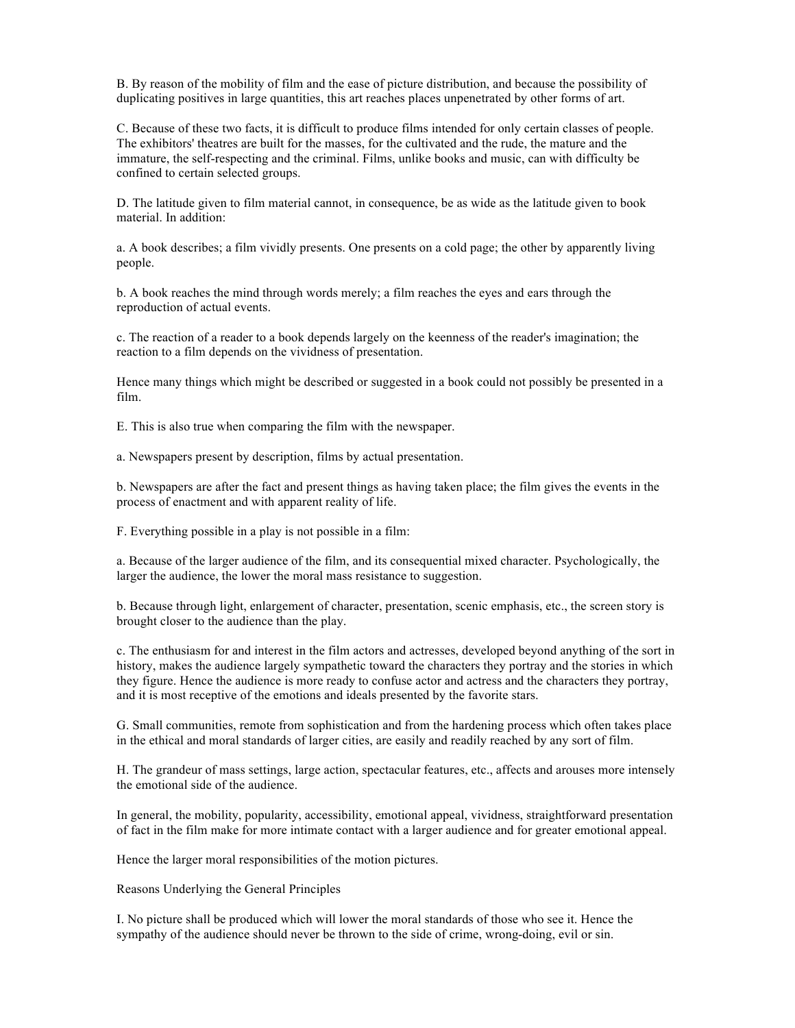B. By reason of the mobility of film and the ease of picture distribution, and because the possibility of duplicating positives in large quantities, this art reaches places unpenetrated by other forms of art.

C. Because of these two facts, it is difficult to produce films intended for only certain classes of people. The exhibitors' theatres are built for the masses, for the cultivated and the rude, the mature and the immature, the self-respecting and the criminal. Films, unlike books and music, can with difficulty be confined to certain selected groups.

D. The latitude given to film material cannot, in consequence, be as wide as the latitude given to book material. In addition:

a. A book describes; a film vividly presents. One presents on a cold page; the other by apparently living people.

b. A book reaches the mind through words merely; a film reaches the eyes and ears through the reproduction of actual events.

c. The reaction of a reader to a book depends largely on the keenness of the reader's imagination; the reaction to a film depends on the vividness of presentation.

Hence many things which might be described or suggested in a book could not possibly be presented in a film.

E. This is also true when comparing the film with the newspaper.

a. Newspapers present by description, films by actual presentation.

b. Newspapers are after the fact and present things as having taken place; the film gives the events in the process of enactment and with apparent reality of life.

F. Everything possible in a play is not possible in a film:

a. Because of the larger audience of the film, and its consequential mixed character. Psychologically, the larger the audience, the lower the moral mass resistance to suggestion.

b. Because through light, enlargement of character, presentation, scenic emphasis, etc., the screen story is brought closer to the audience than the play.

c. The enthusiasm for and interest in the film actors and actresses, developed beyond anything of the sort in history, makes the audience largely sympathetic toward the characters they portray and the stories in which they figure. Hence the audience is more ready to confuse actor and actress and the characters they portray, and it is most receptive of the emotions and ideals presented by the favorite stars.

G. Small communities, remote from sophistication and from the hardening process which often takes place in the ethical and moral standards of larger cities, are easily and readily reached by any sort of film.

H. The grandeur of mass settings, large action, spectacular features, etc., affects and arouses more intensely the emotional side of the audience.

In general, the mobility, popularity, accessibility, emotional appeal, vividness, straightforward presentation of fact in the film make for more intimate contact with a larger audience and for greater emotional appeal.

Hence the larger moral responsibilities of the motion pictures.

## Reasons Underlying the General Principles

I. No picture shall be produced which will lower the moral standards of those who see it. Hence the sympathy of the audience should never be thrown to the side of crime, wrong-doing, evil or sin.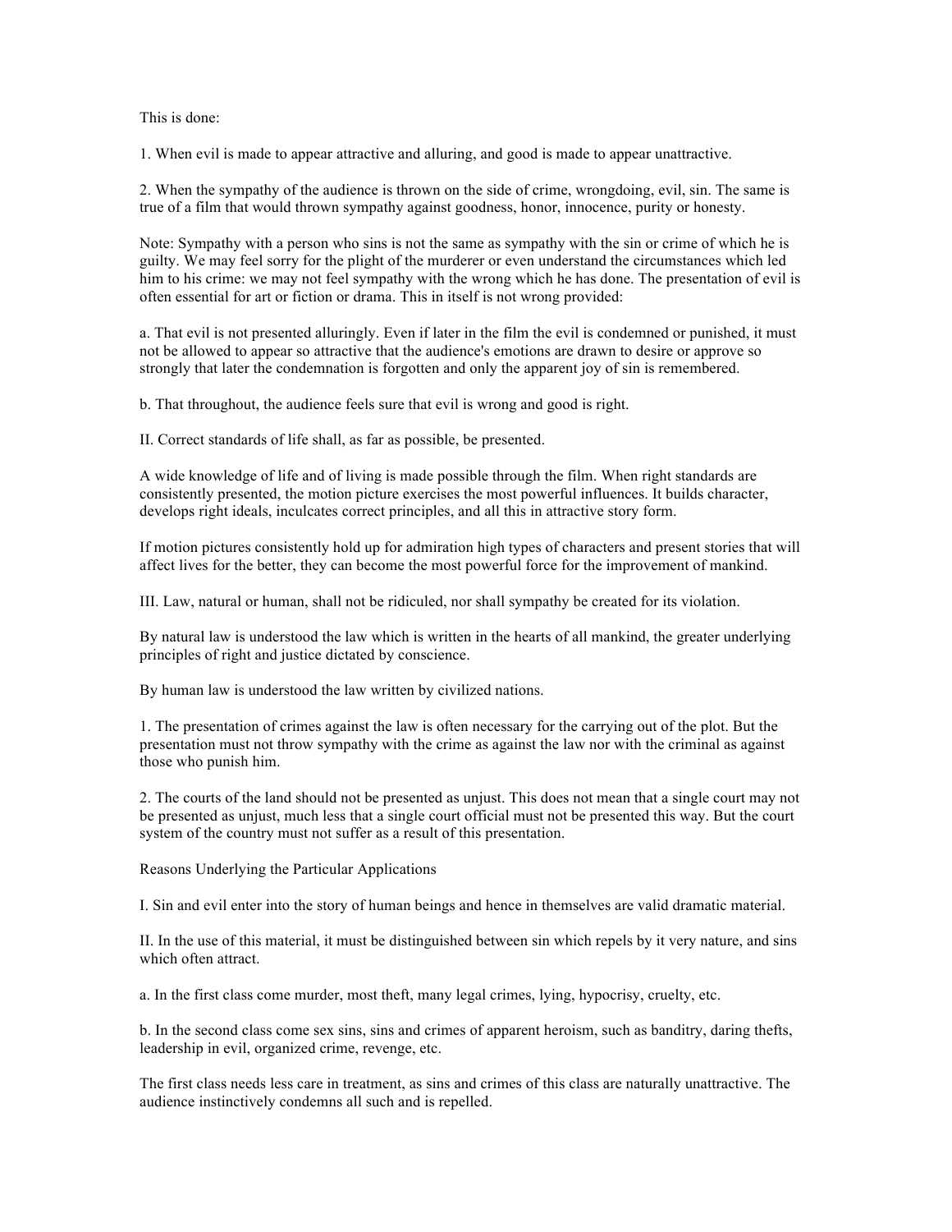This is done:

1. When evil is made to appear attractive and alluring, and good is made to appear unattractive.

2. When the sympathy of the audience is thrown on the side of crime, wrongdoing, evil, sin. The same is true of a film that would thrown sympathy against goodness, honor, innocence, purity or honesty.

Note: Sympathy with a person who sins is not the same as sympathy with the sin or crime of which he is guilty. We may feel sorry for the plight of the murderer or even understand the circumstances which led him to his crime: we may not feel sympathy with the wrong which he has done. The presentation of evil is often essential for art or fiction or drama. This in itself is not wrong provided:

a. That evil is not presented alluringly. Even if later in the film the evil is condemned or punished, it must not be allowed to appear so attractive that the audience's emotions are drawn to desire or approve so strongly that later the condemnation is forgotten and only the apparent joy of sin is remembered.

b. That throughout, the audience feels sure that evil is wrong and good is right.

II. Correct standards of life shall, as far as possible, be presented.

A wide knowledge of life and of living is made possible through the film. When right standards are consistently presented, the motion picture exercises the most powerful influences. It builds character, develops right ideals, inculcates correct principles, and all this in attractive story form.

If motion pictures consistently hold up for admiration high types of characters and present stories that will affect lives for the better, they can become the most powerful force for the improvement of mankind.

III. Law, natural or human, shall not be ridiculed, nor shall sympathy be created for its violation.

By natural law is understood the law which is written in the hearts of all mankind, the greater underlying principles of right and justice dictated by conscience.

By human law is understood the law written by civilized nations.

1. The presentation of crimes against the law is often necessary for the carrying out of the plot. But the presentation must not throw sympathy with the crime as against the law nor with the criminal as against those who punish him.

2. The courts of the land should not be presented as unjust. This does not mean that a single court may not be presented as unjust, much less that a single court official must not be presented this way. But the court system of the country must not suffer as a result of this presentation.

Reasons Underlying the Particular Applications

I. Sin and evil enter into the story of human beings and hence in themselves are valid dramatic material.

II. In the use of this material, it must be distinguished between sin which repels by it very nature, and sins which often attract.

a. In the first class come murder, most theft, many legal crimes, lying, hypocrisy, cruelty, etc.

b. In the second class come sex sins, sins and crimes of apparent heroism, such as banditry, daring thefts, leadership in evil, organized crime, revenge, etc.

The first class needs less care in treatment, as sins and crimes of this class are naturally unattractive. The audience instinctively condemns all such and is repelled.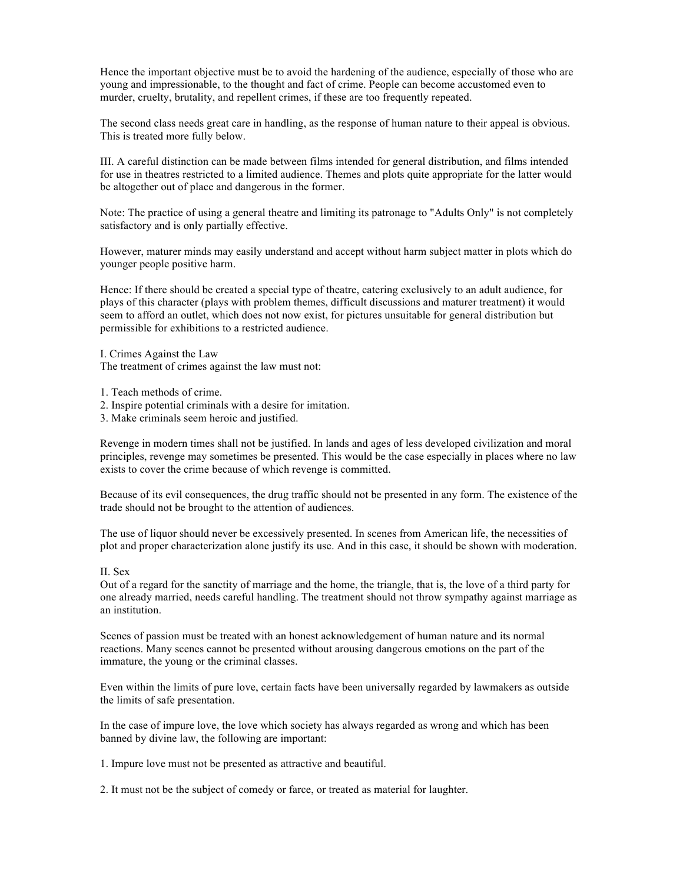Hence the important objective must be to avoid the hardening of the audience, especially of those who are young and impressionable, to the thought and fact of crime. People can become accustomed even to murder, cruelty, brutality, and repellent crimes, if these are too frequently repeated.

The second class needs great care in handling, as the response of human nature to their appeal is obvious. This is treated more fully below.

III. A careful distinction can be made between films intended for general distribution, and films intended for use in theatres restricted to a limited audience. Themes and plots quite appropriate for the latter would be altogether out of place and dangerous in the former.

Note: The practice of using a general theatre and limiting its patronage to "Adults Only" is not completely satisfactory and is only partially effective.

However, maturer minds may easily understand and accept without harm subject matter in plots which do younger people positive harm.

Hence: If there should be created a special type of theatre, catering exclusively to an adult audience, for plays of this character (plays with problem themes, difficult discussions and maturer treatment) it would seem to afford an outlet, which does not now exist, for pictures unsuitable for general distribution but permissible for exhibitions to a restricted audience.

I. Crimes Against the Law
The treatment of crimes against the law must not:

1. Teach methods of crime.
2. Inspire potential criminals with a desire for imitation.
3. Make criminals seem heroic and justified.

Revenge in modern times shall not be justified. In lands and ages of less developed civilization and moral principles, revenge may sometimes be presented. This would be the case especially in places where no law exists to cover the crime because of which revenge is committed.

Because of its evil consequences, the drug traffic should not be presented in any form. The existence of the trade should not be brought to the attention of audiences.

The use of liquor should never be excessively presented. In scenes from American life, the necessities of plot and proper characterization alone justify its use. And in this case, it should be shown with moderation.

II. Sex
Out of a regard for the sanctity of marriage and the home, the triangle, that is, the love of a third party for one already married, needs careful handling. The treatment should not throw sympathy against marriage as an institution.

Scenes of passion must be treated with an honest acknowledgement of human nature and its normal reactions. Many scenes cannot be presented without arousing dangerous emotions on the part of the immature, the young or the criminal classes.

Even within the limits of pure love, certain facts have been universally regarded by lawmakers as outside the limits of safe presentation.

In the case of impure love, the love which society has always regarded as wrong and which has been banned by divine law, the following are important:

1. Impure love must not be presented as attractive and beautiful.

2. It must not be the subject of comedy or farce, or treated as material for laughter.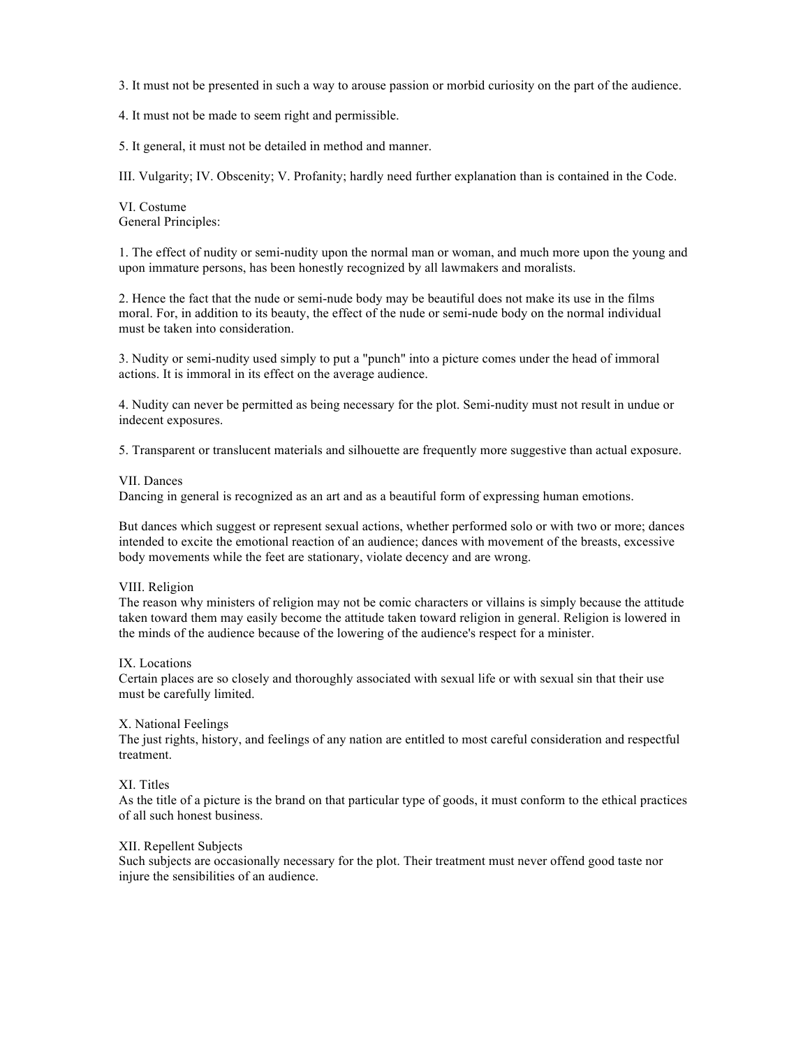3. It must not be presented in such a way to arouse passion or morbid curiosity on the part of the audience.

4. It must not be made to seem right and permissible.

5. It general, it must not be detailed in method and manner.

III. Vulgarity; IV. Obscenity; V. Profanity; hardly need further explanation than is contained in the Code.

VI. Costume
General Principles:

1. The effect of nudity or semi-nudity upon the normal man or woman, and much more upon the young and upon immature persons, has been honestly recognized by all lawmakers and moralists.

2. Hence the fact that the nude or semi-nude body may be beautiful does not make its use in the films moral. For, in addition to its beauty, the effect of the nude or semi-nude body on the normal individual must be taken into consideration.

3. Nudity or semi-nudity used simply to put a "punch" into a picture comes under the head of immoral actions. It is immoral in its effect on the average audience.

4. Nudity can never be permitted as being necessary for the plot. Semi-nudity must not result in undue or indecent exposures.

5. Transparent or translucent materials and silhouette are frequently more suggestive than actual exposure.

VII. Dances
Dancing in general is recognized as an art and as a beautiful form of expressing human emotions.

But dances which suggest or represent sexual actions, whether performed solo or with two or more; dances intended to excite the emotional reaction of an audience; dances with movement of the breasts, excessive body movements while the feet are stationary, violate decency and are wrong.

VIII. Religion
The reason why ministers of religion may not be comic characters or villains is simply because the attitude taken toward them may easily become the attitude taken toward religion in general. Religion is lowered in the minds of the audience because of the lowering of the audience's respect for a minister.

IX. Locations
Certain places are so closely and thoroughly associated with sexual life or with sexual sin that their use must be carefully limited.

X. National Feelings
The just rights, history, and feelings of any nation are entitled to most careful consideration and respectful treatment.

XI. Titles
As the title of a picture is the brand on that particular type of goods, it must conform to the ethical practices of all such honest business.

XII. Repellent Subjects
Such subjects are occasionally necessary for the plot. Their treatment must never offend good taste nor injure the sensibilities of an audience.